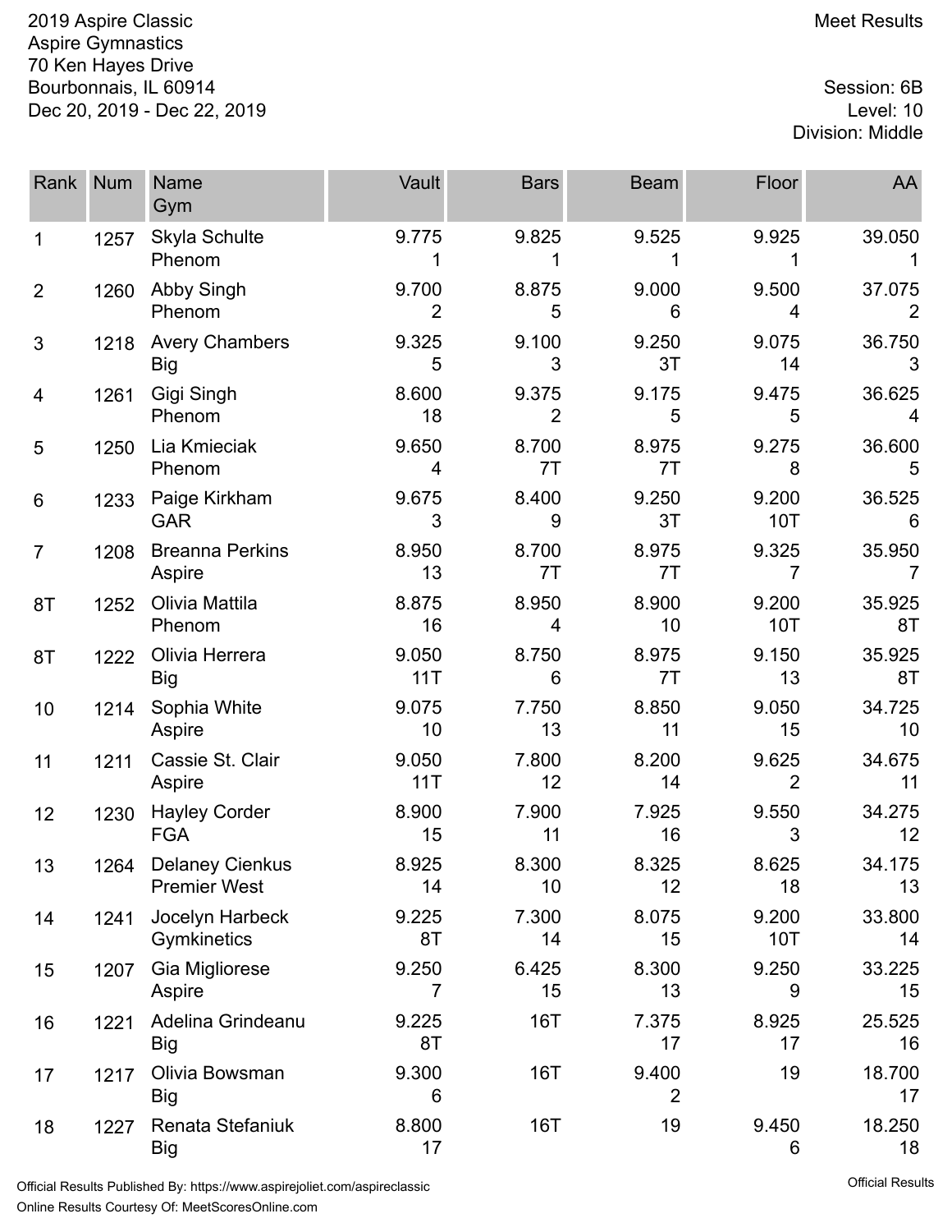2019 Aspire Classic
Aspire Gymnastics
70 Ken Hayes Drive
Bourbonnais, IL 60914
Dec 20, 2019 - Dec 22, 2019

Meet Results

Session: 6B
Level: 10
Division: Middle

| Rank | Num | Name<br>Gym | Vault | Bars | Beam | Floor | AA |
|---|---|---|---|---|---|---|---|
| 1 | 1257 | Skyla Schulte<br>Phenom | 9.775<br>1 | 9.825<br>1 | 9.525<br>1 | 9.925<br>1 | 39.050<br>1 |
| 2 | 1260 | Abby Singh<br>Phenom | 9.700<br>2 | 8.875<br>5 | 9.000<br>6 | 9.500<br>4 | 37.075<br>2 |
| 3 | 1218 | Avery Chambers<br>Big | 9.325<br>5 | 9.100<br>3 | 9.250<br>3T | 9.075<br>14 | 36.750<br>3 |
| 4 | 1261 | Gigi Singh<br>Phenom | 8.600<br>18 | 9.375<br>2 | 9.175<br>5 | 9.475<br>5 | 36.625<br>4 |
| 5 | 1250 | Lia Kmieciak<br>Phenom | 9.650<br>4 | 8.700<br>7T | 8.975<br>7T | 9.275<br>8 | 36.600<br>5 |
| 6 | 1233 | Paige Kirkham<br>GAR | 9.675<br>3 | 8.400<br>9 | 9.250<br>3T | 9.200<br>10T | 36.525<br>6 |
| 7 | 1208 | Breanna Perkins<br>Aspire | 8.950<br>13 | 8.700<br>7T | 8.975<br>7T | 9.325<br>7 | 35.950<br>7 |
| 8T | 1252 | Olivia Mattila<br>Phenom | 8.875<br>16 | 8.950<br>4 | 8.900<br>10 | 9.200<br>10T | 35.925<br>8T |
| 8T | 1222 | Olivia Herrera<br>Big | 9.050<br>11T | 8.750<br>6 | 8.975<br>7T | 9.150<br>13 | 35.925<br>8T |
| 10 | 1214 | Sophia White<br>Aspire | 9.075<br>10 | 7.750<br>13 | 8.850<br>11 | 9.050<br>15 | 34.725<br>10 |
| 11 | 1211 | Cassie St. Clair<br>Aspire | 9.050<br>11T | 7.800<br>12 | 8.200<br>14 | 9.625<br>2 | 34.675<br>11 |
| 12 | 1230 | Hayley Corder<br>FGA | 8.900<br>15 | 7.900<br>11 | 7.925<br>16 | 9.550<br>3 | 34.275<br>12 |
| 13 | 1264 | Delaney Cienkus<br>Premier West | 8.925<br>14 | 8.300<br>10 | 8.325<br>12 | 8.625<br>18 | 34.175<br>13 |
| 14 | 1241 | Jocelyn Harbeck<br>Gymkinetics | 9.225<br>8T | 7.300<br>14 | 8.075<br>15 | 9.200<br>10T | 33.800<br>14 |
| 15 | 1207 | Gia Migliorese<br>Aspire | 9.250<br>7 | 6.425<br>15 | 8.300<br>13 | 9.250<br>9 | 33.225<br>15 |
| 16 | 1221 | Adelina Grindeanu<br>Big | 9.225<br>8T | 16T | 7.375<br>17 | 8.925<br>17 | 25.525<br>16 |
| 17 | 1217 | Olivia Bowsman<br>Big | 9.300<br>6 | 16T | 9.400<br>2 | 19 | 18.700<br>17 |
| 18 | 1227 | Renata Stefaniuk<br>Big | 8.800<br>17 | 16T | 19 | 9.450<br>6 | 18.250<br>18 |

Official Results Published By: https://www.aspirejoliet.com/aspireclassic
Online Results Courtesy Of: MeetScoresOnline.com

Official Results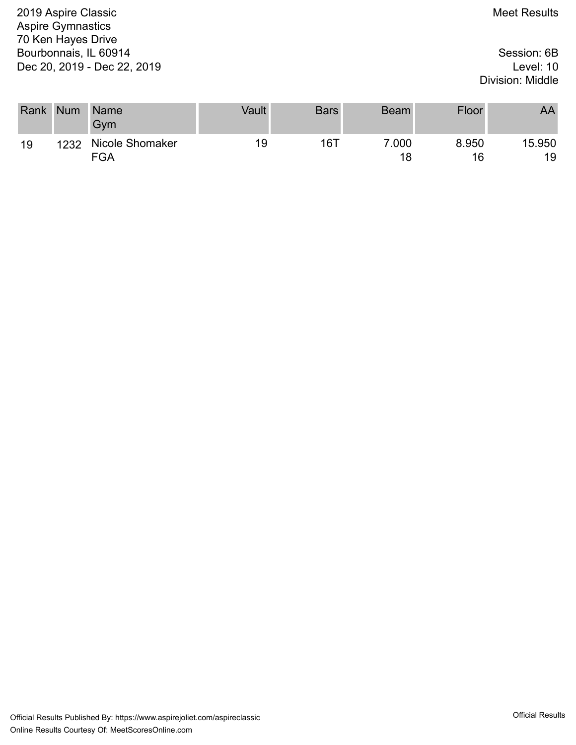2019 Aspire Classic
Aspire Gymnastics
70 Ken Hayes Drive
Bourbonnais, IL 60914
Dec 20, 2019 - Dec 22, 2019

Meet Results

Session: 6B
Level: 10
Division: Middle

| Rank | Num | Name<br>Gym | Vault | Bars | Beam | Floor | AA |
|---|---|---|---|---|---|---|---|
| 19 | 1232 | Nicole Shomaker<br>FGA | 19 | 16T | 7.000<br>18 | 8.950<br>16 | 15.950<br>19 |

Official Results Published By: https://www.aspirejoliet.com/aspireclassic
Online Results Courtesy Of: MeetScoresOnline.com

Official Results